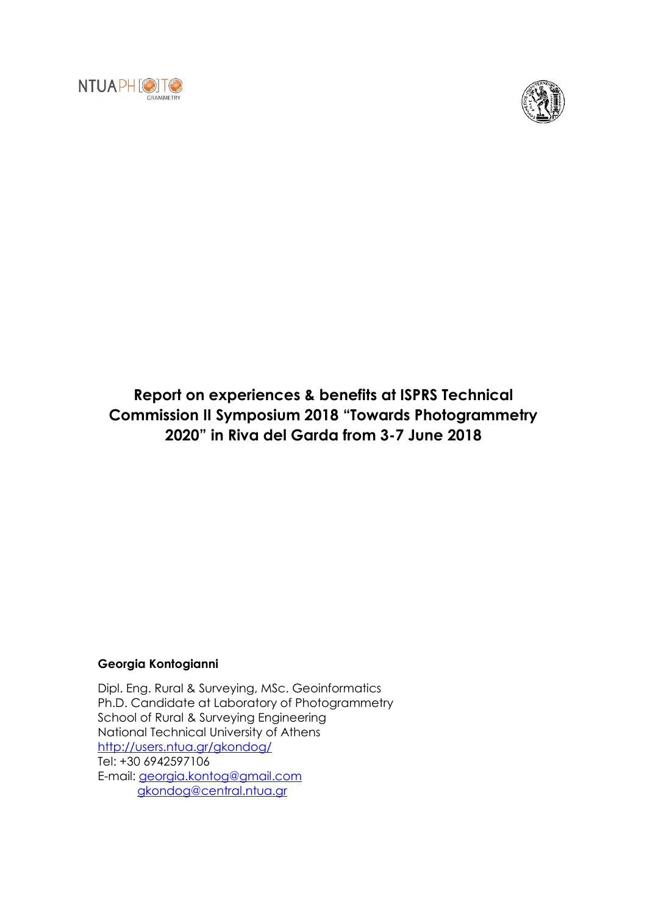# Report on experiences & benefits at ISPRS Technical Commission II Symposium 2018 "Towards Photogrammetry 2020" in Riva del Garda from 3-7 June 2018

**Georgia Kontogianni**

Dipl. Eng. Rural & Surveying, MSc. Geoinformatics
Ph.D. Candidate at Laboratory of Photogrammetry
School of Rural & Surveying Engineering
National Technical University of Athens
http://users.ntua.gr/gkondog/
Tel: +30 6942597106
E-mail: georgia.kontog@gmail.com
gkondog@central.ntua.gr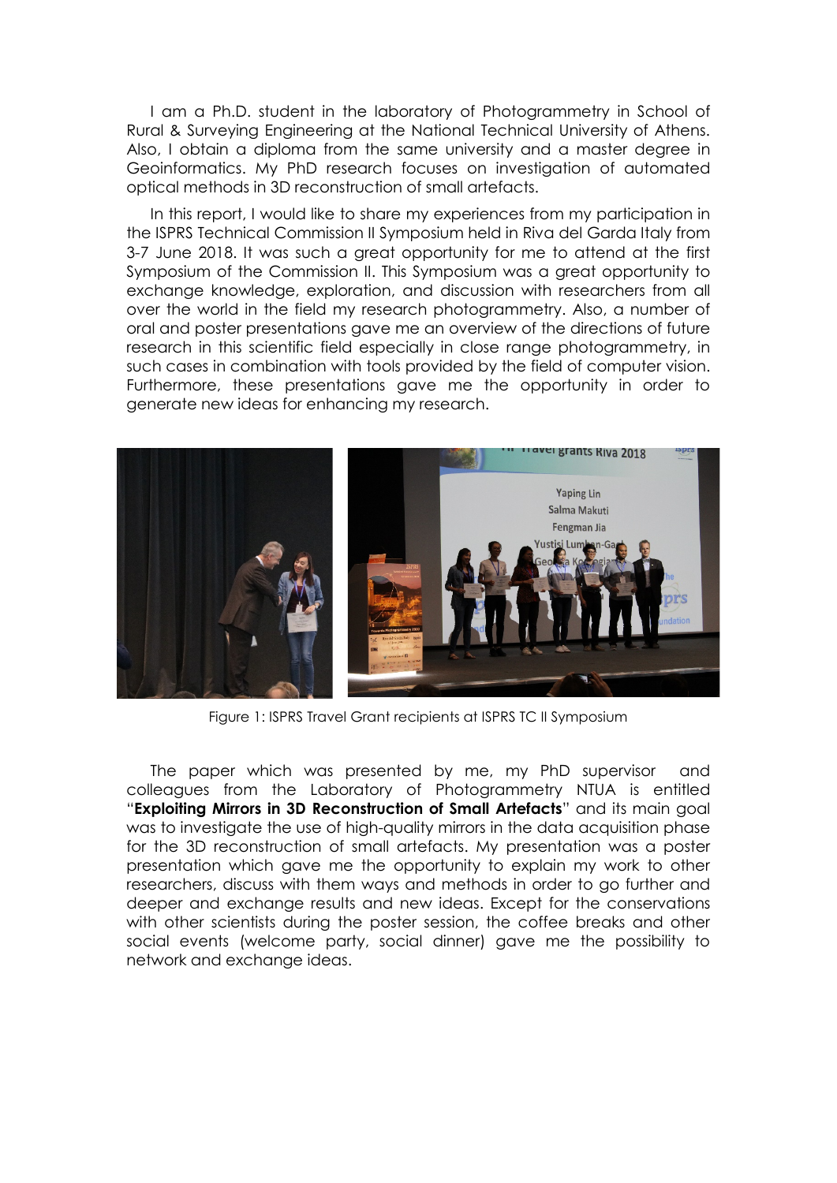I am a Ph.D. student in the laboratory of Photogrammetry in School of Rural & Surveying Engineering at the National Technical University of Athens. Also, I obtain a diploma from the same university and a master degree in Geoinformatics. My PhD research focuses on investigation of automated optical methods in 3D reconstruction of small artefacts.

In this report, I would like to share my experiences from my participation in the ISPRS Technical Commission II Symposium held in Riva del Garda Italy from 3-7 June 2018. It was such a great opportunity for me to attend at the first Symposium of the Commission II. This Symposium was a great opportunity to exchange knowledge, exploration, and discussion with researchers from all over the world in the field my research photogrammetry. Also, a number of oral and poster presentations gave me an overview of the directions of future research in this scientific field especially in close range photogrammetry, in such cases in combination with tools provided by the field of computer vision. Furthermore, these presentations gave me the opportunity in order to generate new ideas for enhancing my research.

Figure 1: ISPRS Travel Grant recipients at ISPRS TC II Symposium

The paper which was presented by me, my PhD supervisor and colleagues from the Laboratory of Photogrammetry NTUA is entitled "**Exploiting Mirrors in 3D Reconstruction of Small Artefacts**" and its main goal was to investigate the use of high-quality mirrors in the data acquisition phase for the 3D reconstruction of small artefacts. My presentation was a poster presentation which gave me the opportunity to explain my work to other researchers, discuss with them ways and methods in order to go further and deeper and exchange results and new ideas. Except for the conservations with other scientists during the poster session, the coffee breaks and other social events (welcome party, social dinner) gave me the possibility to network and exchange ideas.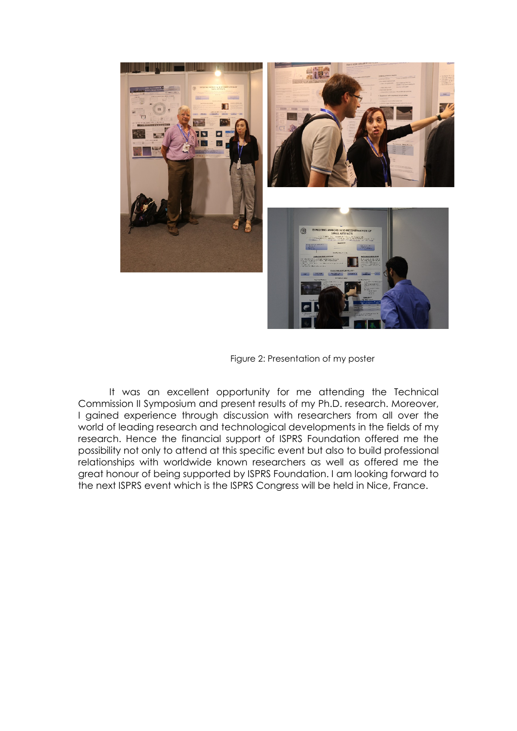Figure 2: Presentation of my poster

It was an excellent opportunity for me attending the Technical Commission II Symposium and present results of my Ph.D. research. Moreover, I gained experience through discussion with researchers from all over the world of leading research and technological developments in the fields of my research. Hence the financial support of ISPRS Foundation offered me the possibility not only to attend at this specific event but also to build professional relationships with worldwide known researchers as well as offered me the great honour of being supported by ISPRS Foundation. I am looking forward to the next ISPRS event which is the ISPRS Congress will be held in Nice, France.